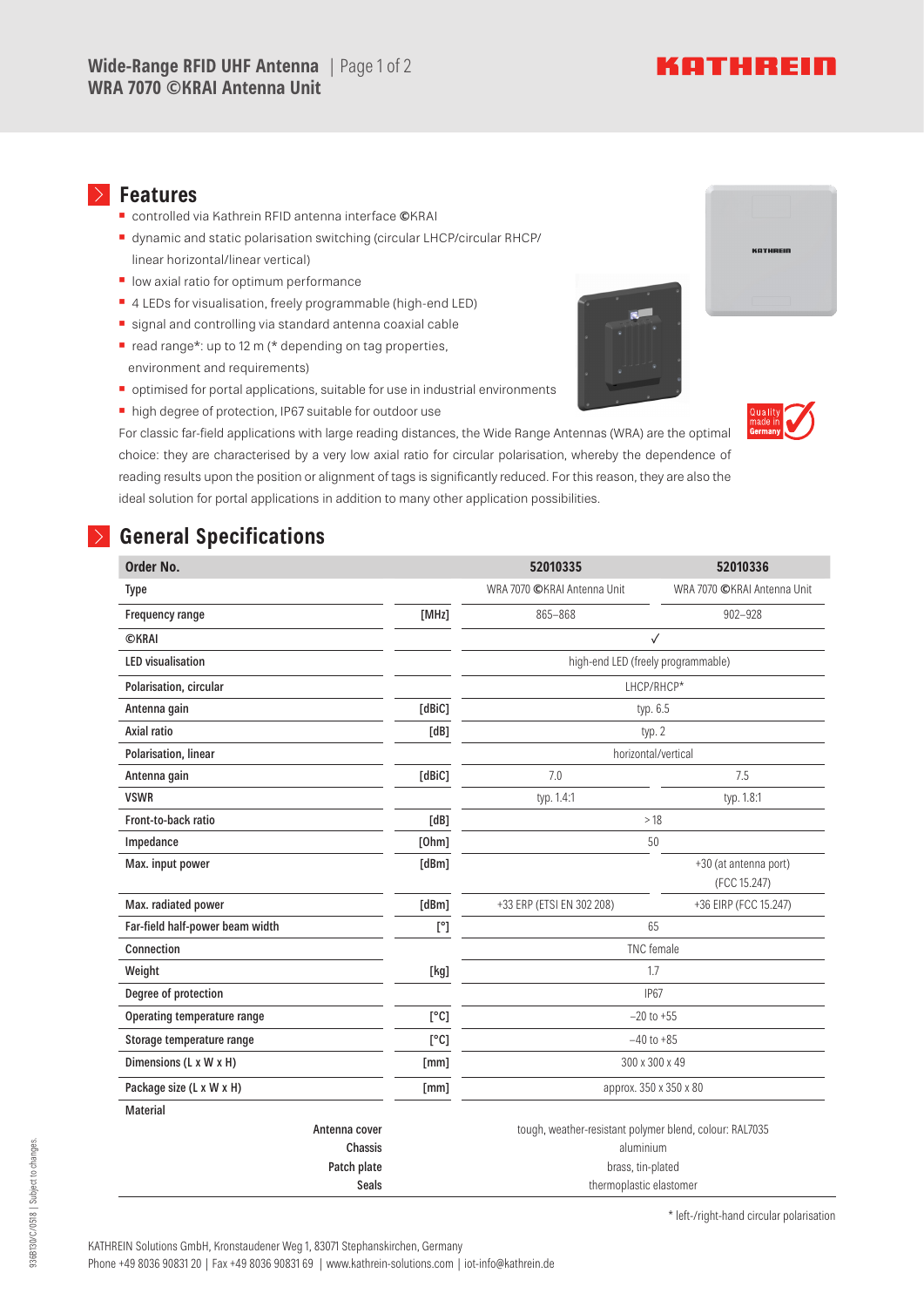# Wide-Range RFID UHF Antenna
# WRA 7070 ©KRAI Antenna Unit

## Features

- controlled via Kathrein RFID antenna interface ©KRAI
- dynamic and static polarisation switching (circular LHCP/circular RHCP/ linear horizontal/linear vertical)
- low axial ratio for optimum performance
- 4 LEDs for visualisation, freely programmable (high-end LED)
- signal and controlling via standard antenna coaxial cable
- read range*: up to 12 m (* depending on tag properties, environment and requirements)
- optimised for portal applications, suitable for use in industrial environments
- high degree of protection, IP67 suitable for outdoor use

For classic far-field applications with large reading distances, the Wide Range Antennas (WRA) are the optimal choice: they are characterised by a very low axial ratio for circular polarisation, whereby the dependence of reading results upon the position or alignment of tags is significantly reduced. For this reason, they are also the ideal solution for portal applications in addition to many other application possibilities.

## General Specifications

| Order No. | | 52010335 | 52010336 |
|---|---|---|---|
| Type | | WRA 7070 ©KRAI Antenna Unit | WRA 7070 ©KRAI Antenna Unit |
| Frequency range | [MHz] | 865–868 | 902–928 |
| ©KRAI | | ✓ | |
| LED visualisation | | high-end LED (freely programmable) | |
| Polarisation, circular | | LHCP/RHCP* | |
| Antenna gain | [dBiC] | typ. 6.5 | |
| Axial ratio | [dB] | typ. 2 | |
| Polarisation, linear | | horizontal/vertical | |
| Antenna gain | [dBiC] | 7.0 | 7.5 |
| VSWR | | typ. 1.4:1 | typ. 1.8:1 |
| Front-to-back ratio | [dB] | > 18 | |
| Impedance | [Ohm] | 50 | |
| Max. input power | [dBm] | | +30 (at antenna port) (FCC 15.247) |
| Max. radiated power | [dBm] | +33 ERP (ETSI EN 302 208) | +36 EIRP (FCC 15.247) |
| Far-field half-power beam width | [°] | 65 | |
| Connection | | TNC female | |
| Weight | [kg] | 1.7 | |
| Degree of protection | | IP67 | |
| Operating temperature range | [°C] | –20 to +55 | |
| Storage temperature range | [°C] | –40 to +85 | |
| Dimensions (L x W x H) | [mm] | 300 x 300 x 49 | |
| Package size (L x W x H) | [mm] | approx. 350 x 350 x 80 | |
| Material | | | |
| Antenna cover | | tough, weather-resistant polymer blend, colour: RAL7035 | |
| Chassis | | aluminium | |
| Patch plate | | brass, tin-plated | |
| Seals | | thermoplastic elastomer | |

* left-/right-hand circular polarisation

KATHREIN Solutions GmbH, Kronstaudener Weg 1, 83071 Stephanskirchen, Germany
Phone +49 8036 90831 20 | Fax +49 8036 90831 69 | www.kathrein-solutions.com | iot-info@kathrein.de

9388130/C/0518 | Subject to changes.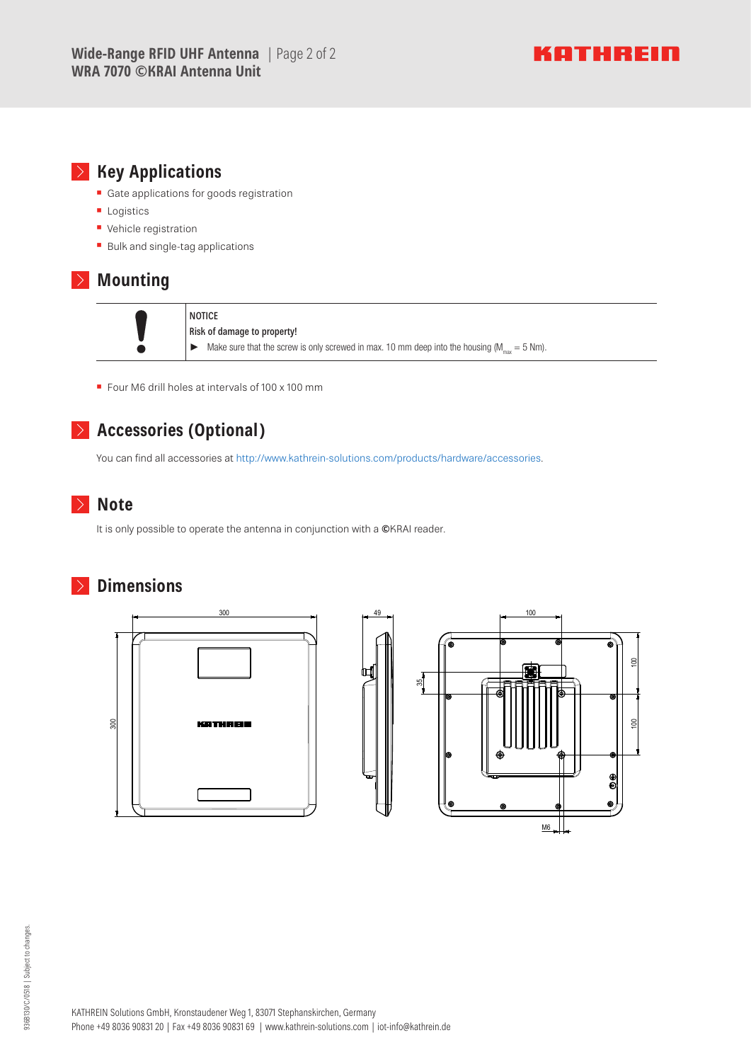## Key Applications

- Gate applications for goods registration
- Logistics
- Vehicle registration
- Bulk and single-tag applications

## Mounting

NOTICE

**Risk of damage to property!**

► Make sure that the screw is only screwed in max. 10 mm deep into the housing ($M_{max}$ = 5 Nm).

- Four M6 drill holes at intervals of 100 x 100 mm

## Accessories (Optional)

You can find all accessories at http://www.kathrein-solutions.com/products/hardware/accessories.

## Note

It is only possible to operate the antenna in conjunction with a ©KRAI reader.

## Dimensions

300

300

49

100

35

100

100

M6

KATHREIN Solutions GmbH, Kronstaudener Weg 1, 83071 Stephanskirchen, Germany
Phone +49 8036 90831 20 | Fax +49 8036 90831 69 | www.kathrein-solutions.com | iot-info@kathrein.de

9368130/C/0518 | Subject to changes.